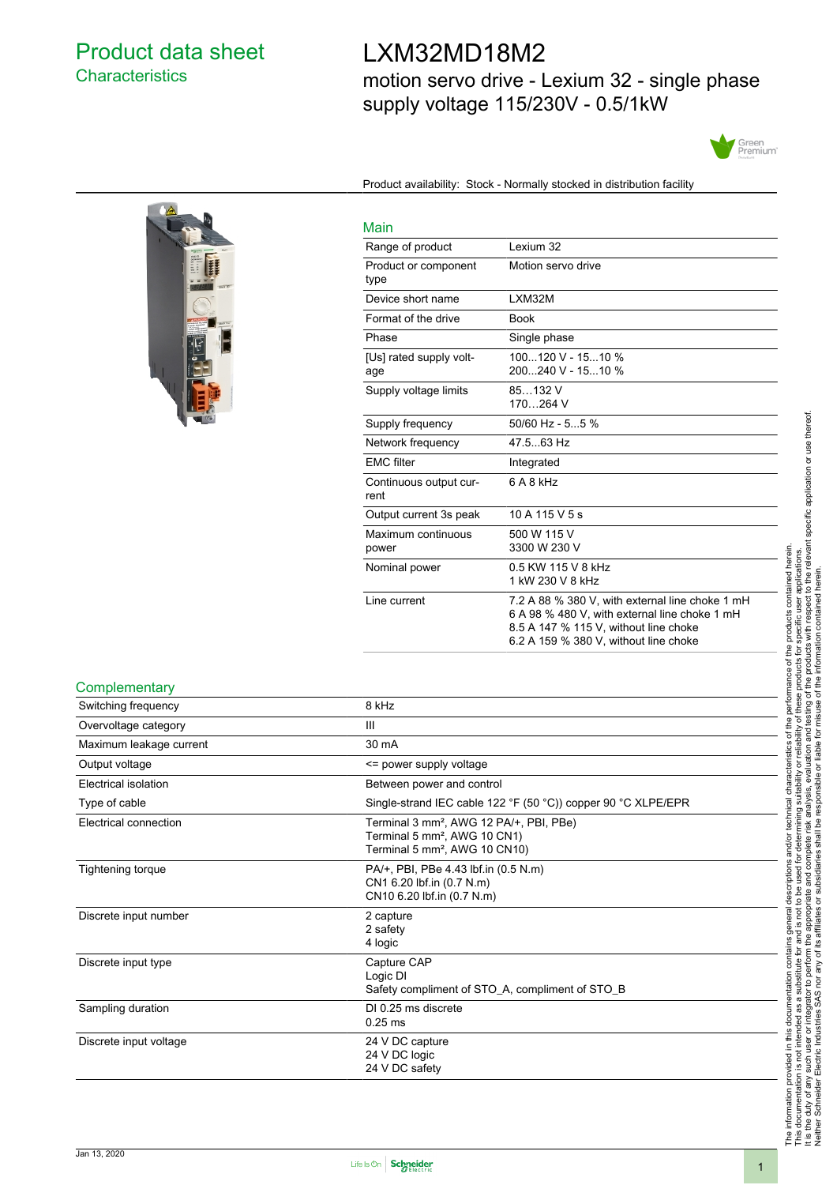# Product data sheet
## Characteristics

# LXM32MD18M2

motion servo drive - Lexium 32 - single phase supply voltage 115/230V - 0.5/1kW

Product availability: Stock - Normally stocked in distribution facility

## Main

| | |
|---|---|
| Range of product | Lexium 32 |
| Product or component type | Motion servo drive |
| Device short name | LXM32M |
| Format of the drive | Book |
| Phase | Single phase |
| [Us] rated supply voltage | 100...120 V - 15...10 %<br>200...240 V - 15...10 % |
| Supply voltage limits | 85…132 V<br>170…264 V |
| Supply frequency | 50/60 Hz - 5...5 % |
| Network frequency | 47.5...63 Hz |
| EMC filter | Integrated |
| Continuous output current | 6 A 8 kHz |
| Output current 3s peak | 10 A 115 V 5 s |
| Maximum continuous power | 500 W 115 V<br>3300 W 230 V |
| Nominal power | 0.5 KW 115 V 8 kHz<br>1 kW 230 V 8 kHz |
| Line current | 7.2 A 88 % 380 V, with external line choke 1 mH<br>6 A 98 % 480 V, with external line choke 1 mH<br>8.5 A 147 % 115 V, without line choke<br>6.2 A 159 % 380 V, without line choke |

## Complementary

| | |
|---|---|
| Switching frequency | 8 kHz |
| Overvoltage category | III |
| Maximum leakage current | 30 mA |
| Output voltage | <= power supply voltage |
| Electrical isolation | Between power and control |
| Type of cable | Single-strand IEC cable 122 °F (50 °C)) copper 90 °C XLPE/EPR |
| Electrical connection | Terminal 3 mm², AWG 12 PA/+, PBI, PBe)<br>Terminal 5 mm², AWG 10 CN1)<br>Terminal 5 mm², AWG 10 CN10) |
| Tightening torque | PA/+, PBI, PBe 4.43 lbf.in (0.5 N.m)<br>CN1 6.20 lbf.in (0.7 N.m)<br>CN10 6.20 lbf.in (0.7 N.m) |
| Discrete input number | 2 capture<br>2 safety<br>4 logic |
| Discrete input type | Capture CAP<br>Logic DI<br>Safety compliment of STO_A, compliment of STO_B |
| Sampling duration | DI 0.25 ms discrete<br>0.25 ms |
| Discrete input voltage | 24 V DC capture<br>24 V DC logic<br>24 V DC safety |

The information provided in this documentation contains general descriptions and/or technical characteristics of the performance of the products contained herein. This documentation is not intended as a substitute for and is not to be used for determining suitability or reliability of these products for specific user applications. It is the duty of any such user or integrator to perform the appropriate and complete risk analysis, evaluation and testing of the products with respect to the relevant specific application or use thereof. Neither Schneider Electric Industries SAS nor any of its affiliates or subsidiaries shall be responsible or liable for misuse of the information contained herein.

Jan 13, 2020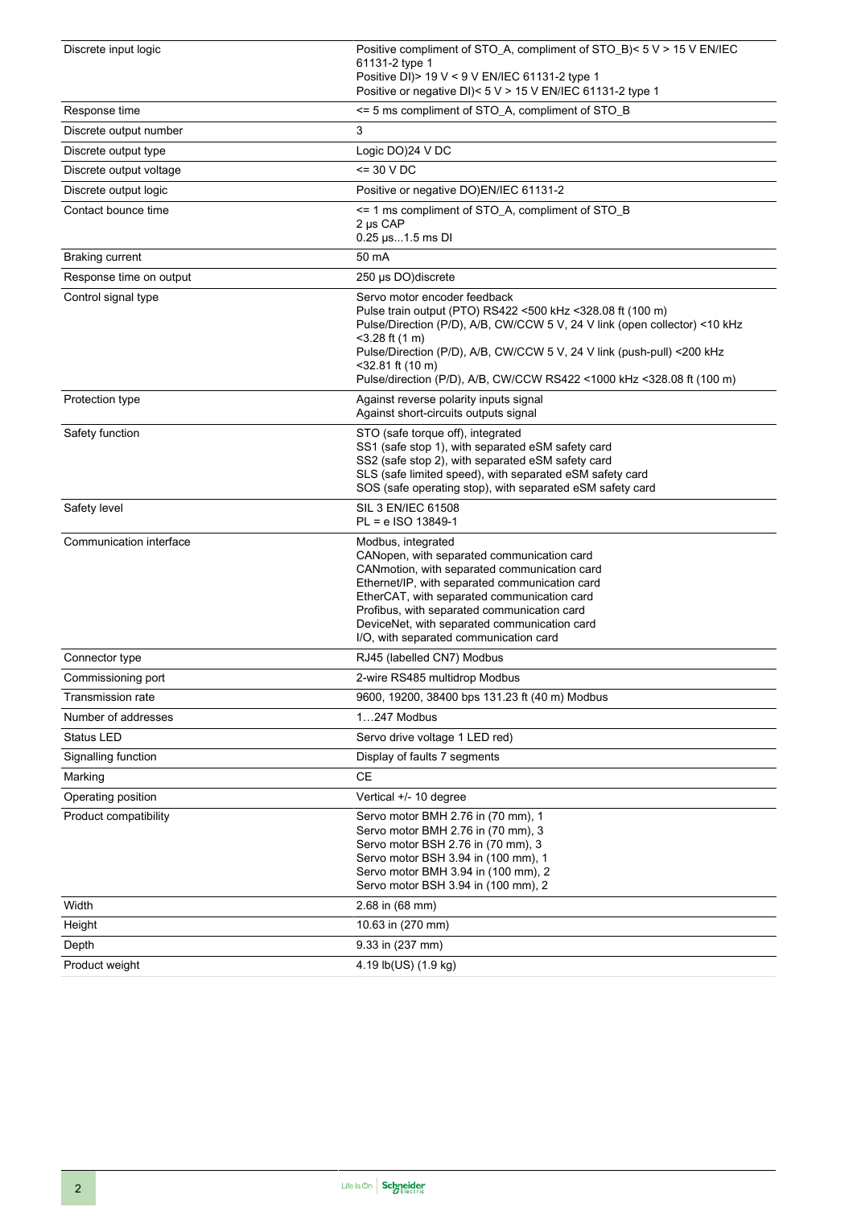| | |
|---|---|
| Discrete input logic | Positive compliment of STO_A, compliment of STO_B)< 5 V > 15 V EN/IEC 61131-2 type 1<br>Positive DI)> 19 V < 9 V EN/IEC 61131-2 type 1<br>Positive or negative DI)< 5 V > 15 V EN/IEC 61131-2 type 1 |
| Response time | <= 5 ms compliment of STO_A, compliment of STO_B |
| Discrete output number | 3 |
| Discrete output type | Logic DO)24 V DC |
| Discrete output voltage | <= 30 V DC |
| Discrete output logic | Positive or negative DO)EN/IEC 61131-2 |
| Contact bounce time | <= 1 ms compliment of STO_A, compliment of STO_B<br>2 µs CAP<br>0.25 µs...1.5 ms DI |
| Braking current | 50 mA |
| Response time on output | 250 µs DO)discrete |
| Control signal type | Servo motor encoder feedback<br>Pulse train output (PTO) RS422 <500 kHz <328.08 ft (100 m)<br>Pulse/Direction (P/D), A/B, CW/CCW 5 V, 24 V link (open collector) <10 kHz <3.28 ft (1 m)<br>Pulse/Direction (P/D), A/B, CW/CCW 5 V, 24 V link (push-pull) <200 kHz <32.81 ft (10 m)<br>Pulse/direction (P/D), A/B, CW/CCW RS422 <1000 kHz <328.08 ft (100 m) |
| Protection type | Against reverse polarity inputs signal<br>Against short-circuits outputs signal |
| Safety function | STO (safe torque off), integrated<br>SS1 (safe stop 1), with separated eSM safety card<br>SS2 (safe stop 2), with separated eSM safety card<br>SLS (safe limited speed), with separated eSM safety card<br>SOS (safe operating stop), with separated eSM safety card |
| Safety level | SIL 3 EN/IEC 61508<br>PL = e ISO 13849-1 |
| Communication interface | Modbus, integrated<br>CANopen, with separated communication card<br>CANmotion, with separated communication card<br>Ethernet/IP, with separated communication card<br>EtherCAT, with separated communication card<br>Profibus, with separated communication card<br>DeviceNet, with separated communication card<br>I/O, with separated communication card |
| Connector type | RJ45 (labelled CN7) Modbus |
| Commissioning port | 2-wire RS485 multidrop Modbus |
| Transmission rate | 9600, 19200, 38400 bps 131.23 ft (40 m) Modbus |
| Number of addresses | 1…247 Modbus |
| Status LED | Servo drive voltage 1 LED red) |
| Signalling function | Display of faults 7 segments |
| Marking | CE |
| Operating position | Vertical +/- 10 degree |
| Product compatibility | Servo motor BMH 2.76 in (70 mm), 1<br>Servo motor BMH 2.76 in (70 mm), 3<br>Servo motor BSH 2.76 in (70 mm), 3<br>Servo motor BSH 3.94 in (100 mm), 1<br>Servo motor BMH 3.94 in (100 mm), 2<br>Servo motor BSH 3.94 in (100 mm), 2 |
| Width | 2.68 in (68 mm) |
| Height | 10.63 in (270 mm) |
| Depth | 9.33 in (237 mm) |
| Product weight | 4.19 lb(US) (1.9 kg) |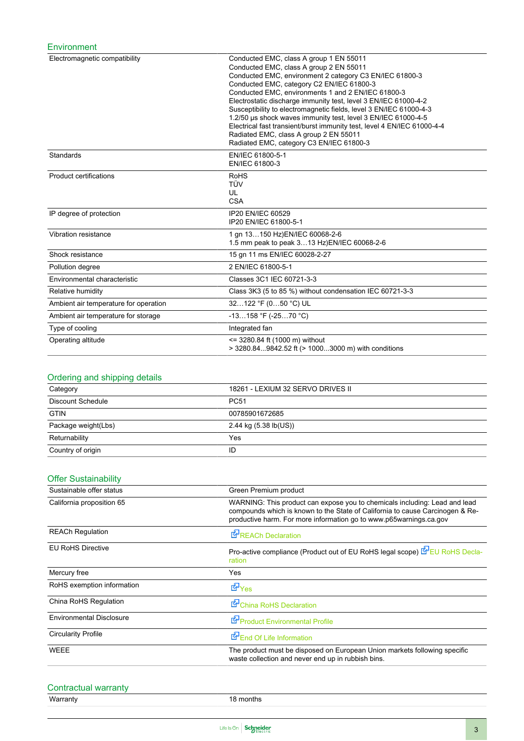## Environment

| | |
|---|---|
| Electromagnetic compatibility | Conducted EMC, class A group 1 EN 55011<br>Conducted EMC, class A group 2 EN 55011<br>Conducted EMC, environment 2 category C3 EN/IEC 61800-3<br>Conducted EMC, category C2 EN/IEC 61800-3<br>Conducted EMC, environments 1 and 2 EN/IEC 61800-3<br>Electrostatic discharge immunity test, level 3 EN/IEC 61000-4-2<br>Susceptibility to electromagnetic fields, level 3 EN/IEC 61000-4-3<br>1.2/50 µs shock waves immunity test, level 3 EN/IEC 61000-4-5<br>Electrical fast transient/burst immunity test, level 4 EN/IEC 61000-4-4<br>Radiated EMC, class A group 2 EN 55011<br>Radiated EMC, category C3 EN/IEC 61800-3 |
| Standards | EN/IEC 61800-5-1<br>EN/IEC 61800-3 |
| Product certifications | RoHS<br>TÜV<br>UL<br>CSA |
| IP degree of protection | IP20 EN/IEC 60529<br>IP20 EN/IEC 61800-5-1 |
| Vibration resistance | 1 gn 13…150 Hz)EN/IEC 60068-2-6<br>1.5 mm peak to peak 3…13 Hz)EN/IEC 60068-2-6 |
| Shock resistance | 15 gn 11 ms EN/IEC 60028-2-27 |
| Pollution degree | 2 EN/IEC 61800-5-1 |
| Environmental characteristic | Classes 3C1 IEC 60721-3-3 |
| Relative humidity | Class 3K3 (5 to 85 %) without condensation IEC 60721-3-3 |
| Ambient air temperature for operation | 32…122 °F (0…50 °C) UL |
| Ambient air temperature for storage | -13…158 °F (-25…70 °C) |
| Type of cooling | Integrated fan |
| Operating altitude | <= 3280.84 ft (1000 m) without<br>> 3280.84...9842.52 ft (> 1000...3000 m) with conditions |

## Ordering and shipping details

| | |
|---|---|
| Category | 18261 - LEXIUM 32 SERVO DRIVES II |
| Discount Schedule | PC51 |
| GTIN | 00785901672685 |
| Package weight(Lbs) | 2.44 kg (5.38 lb(US)) |
| Returnability | Yes |
| Country of origin | ID |

## Offer Sustainability

| | |
|---|---|
| Sustainable offer status | Green Premium product |
| California proposition 65 | WARNING: This product can expose you to chemicals including: Lead and lead compounds which is known to the State of California to cause Carcinogen & Re-productive harm. For more information go to www.p65warnings.ca.gov |
| REACh Regulation | REACh Declaration |
| EU RoHS Directive | Pro-active compliance (Product out of EU RoHS legal scope) EU RoHS Declaration |
| Mercury free | Yes |
| RoHS exemption information | Yes |
| China RoHS Regulation | China RoHS Declaration |
| Environmental Disclosure | Product Environmental Profile |
| Circularity Profile | End Of Life Information |
| WEEE | The product must be disposed on European Union markets following specific waste collection and never end up in rubbish bins. |

## Contractual warranty

| | |
|---|---|
| Warranty | 18 months |